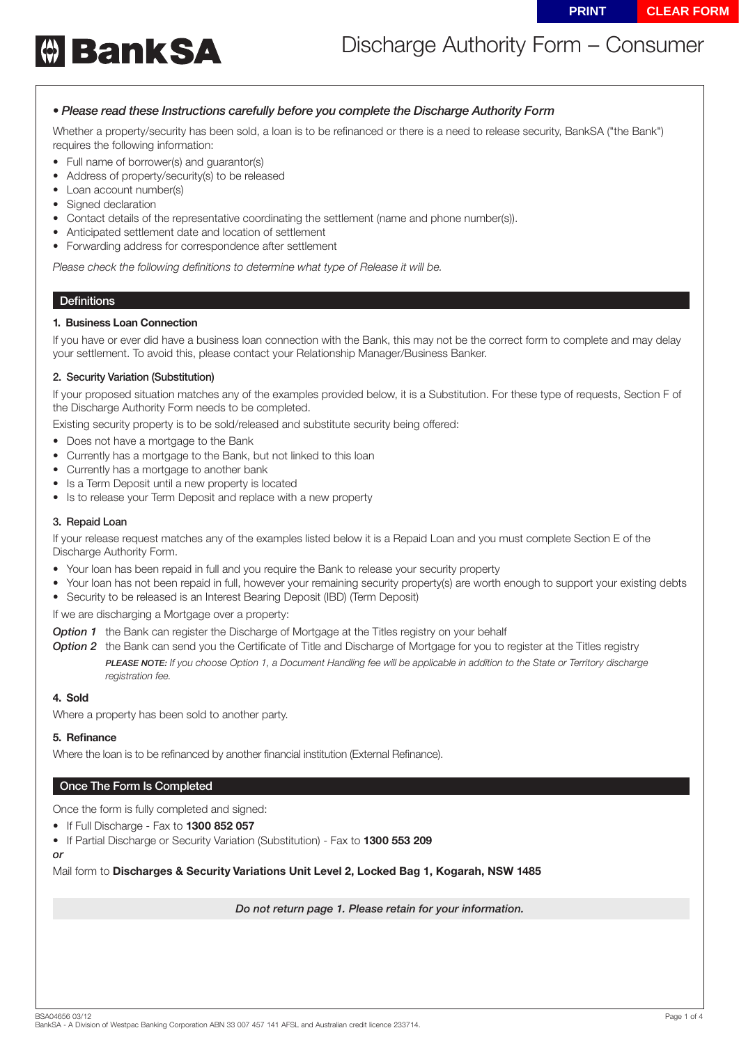# BankSA

# Discharge Authority Form – Consumer

*• Please read these Instructions carefully before you complete the Discharge Authority Form*

Whether a property/security has been sold, a loan is to be refinanced or there is a need to release security, BankSA ("the Bank") requires the following information:

- Full name of borrower(s) and guarantor(s)
- Address of property/security(s) to be released
- Loan account number(s)
- Signed declaration
- Contact details of the representative coordinating the settlement (name and phone number(s)).
- Anticipated settlement date and location of settlement
- Forwarding address for correspondence after settlement

*Please check the following definitions to determine what type of Release it will be.*

## Definitions

**1. Business Loan Connection**

If you have or ever did have a business loan connection with the Bank, this may not be the correct form to complete and may delay your settlement. To avoid this, please contact your Relationship Manager/Business Banker.

**2. Security Variation (Substitution)**

If your proposed situation matches any of the examples provided below, it is a Substitution. For these type of requests, Section F of the Discharge Authority Form needs to be completed.

Existing security property is to be sold/released and substitute security being offered:

- Does not have a mortgage to the Bank
- Currently has a mortgage to the Bank, but not linked to this loan
- Currently has a mortgage to another bank
- Is a Term Deposit until a new property is located
- Is to release your Term Deposit and replace with a new property

**3. Repaid Loan**

If your release request matches any of the examples listed below it is a Repaid Loan and you must complete Section E of the Discharge Authority Form.

- Your loan has been repaid in full and you require the Bank to release your security property
- Your loan has not been repaid in full, however your remaining security property(s) are worth enough to support your existing debts
- Security to be released is an Interest Bearing Deposit (IBD) (Term Deposit)

If we are discharging a Mortgage over a property:

***Option 1*** the Bank can register the Discharge of Mortgage at the Titles registry on your behalf

***Option 2*** the Bank can send you the Certificate of Title and Discharge of Mortgage for you to register at the Titles registry

***PLEASE NOTE:*** *If you choose Option 1, a Document Handling fee will be applicable in addition to the State or Territory discharge registration fee.*

**4. Sold**

Where a property has been sold to another party.

**5. Refinance**

Where the loan is to be refinanced by another financial institution (External Refinance).

## Once The Form Is Completed

Once the form is fully completed and signed:

- If Full Discharge - Fax to **1300 852 057**
- If Partial Discharge or Security Variation (Substitution) - Fax to **1300 553 209**

***or***

Mail form to **Discharges & Security Variations Unit Level 2, Locked Bag 1, Kogarah, NSW 1485**

***Do not return page 1. Please retain for your information.***

BSA04656 03/12
BankSA - A Division of Westpac Banking Corporation ABN 33 007 457 141 AFSL and Australian credit licence 233714.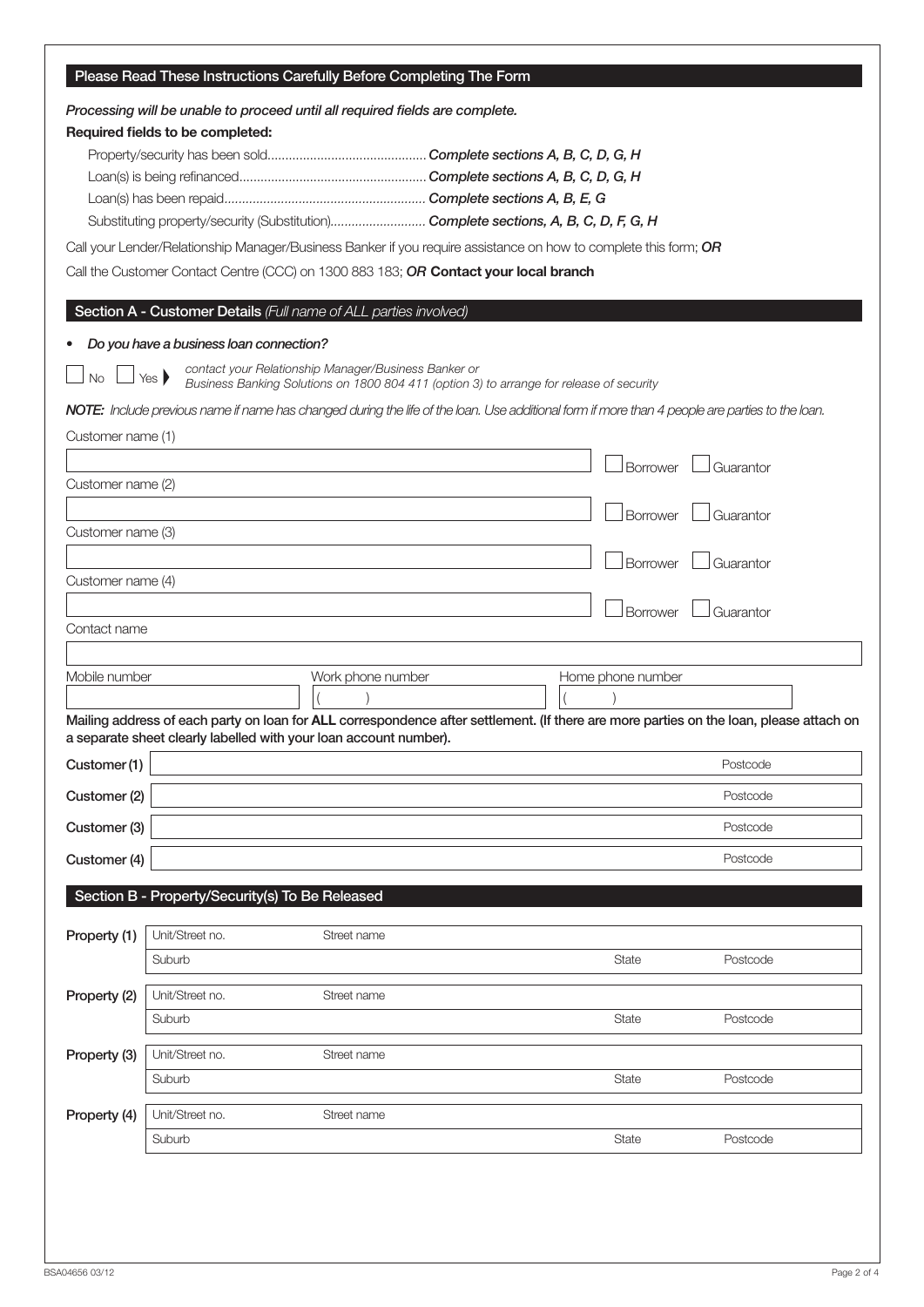## Please Read These Instructions Carefully Before Completing The Form

*Processing will be unable to proceed until all required fields are complete.*

**Required fields to be completed:**

- Property/security has been sold............................................ ***Complete sections A, B, C, D, G, H***
- Loan(s) is being refinanced..................................................... ***Complete sections A, B, C, D, G, H***
- Loan(s) has been repaid......................................................... ***Complete sections A, B, E, G***
- Substituting property/security (Substitution)........................... ***Complete sections, A, B, C, D, F, G, H***

Call your Lender/Relationship Manager/Business Banker if you require assistance on how to complete this form; ***OR***

Call the Customer Contact Centre (CCC) on 1300 883 183; ***OR*** **Contact your local branch**

## Section A - Customer Details *(Full name of ALL parties involved)*

- *Do you have a business loan connection?*

☐ No ☐ Yes ▶ *contact your Relationship Manager/Business Banker or Business Banking Solutions on 1800 804 411 (option 3) to arrange for release of security*

***NOTE:*** *Include previous name if name has changed during the life of the loan. Use additional form if more than 4 people are parties to the loan.*

Customer name (1) ☐ Borrower ☐ Guarantor

Customer name (2) ☐ Borrower ☐ Guarantor

Customer name (3) ☐ Borrower ☐ Guarantor

Customer name (4) ☐ Borrower ☐ Guarantor

Contact name

| Mobile number | Work phone number | Home phone number |
|---|---|---|
| | ( ) | ( ) |

**Mailing address of each party on loan for ALL correspondence after settlement. (If there are more parties on the loan, please attach on a separate sheet clearly labelled with your loan account number).**

| | | |
|---|---|---|
| **Customer (1)** | | Postcode |
| **Customer (2)** | | Postcode |
| **Customer (3)** | | Postcode |
| **Customer (4)** | | Postcode |

## Section B - Property/Security(s) To Be Released

| | | | | |
|---|---|---|---|---|
| **Property (1)** | Unit/Street no. | Street name | | |
| | Suburb | | State | Postcode |
| **Property (2)** | Unit/Street no. | Street name | | |
| | Suburb | | State | Postcode |
| **Property (3)** | Unit/Street no. | Street name | | |
| | Suburb | | State | Postcode |
| **Property (4)** | Unit/Street no. | Street name | | |
| | Suburb | | State | Postcode |

BSA04656 03/12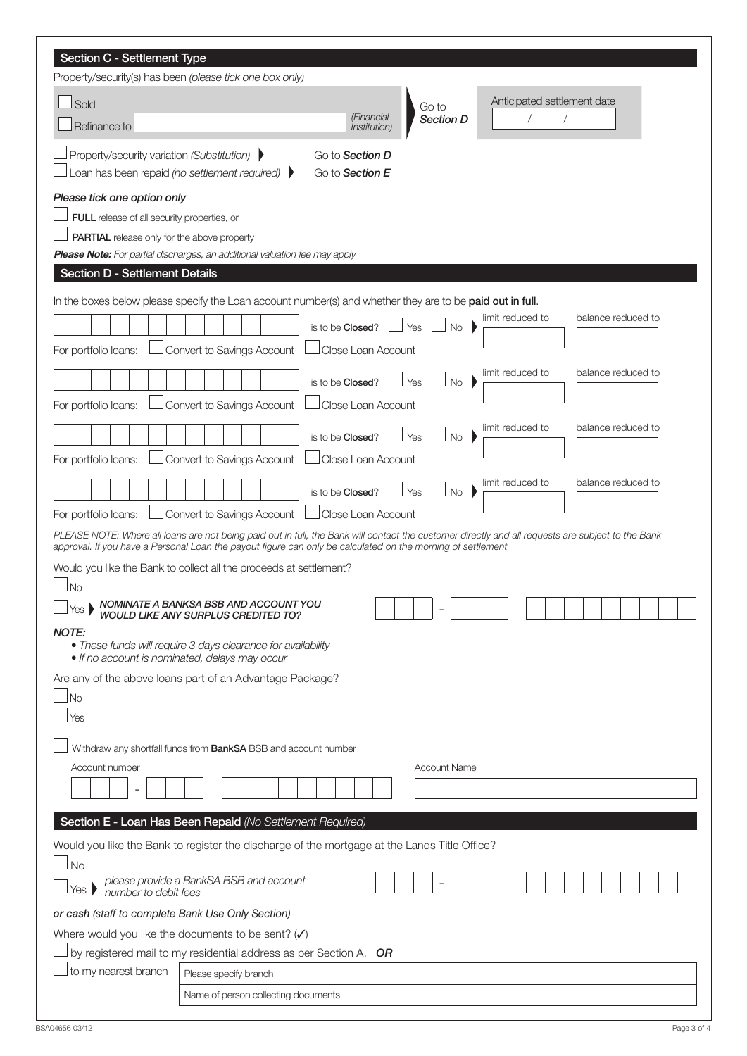## Section C - Settlement Type

Property/security(s) has been *(please tick one box only)*

☐ Sold

☐ Refinance to ____________ *(Financial Institution)*

Go to **Section D**

Anticipated settlement date ___ / ___ / ___

☐ Property/security variation *(Substitution)* ▶ Go to ***Section D***

☐ Loan has been repaid *(no settlement required)* ▶ Go to ***Section E***

***Please tick one option only***

☐ **FULL** release of all security properties, or

☐ **PARTIAL** release only for the above property

***Please Note:*** *For partial discharges, an additional valuation fee may apply*

## Section D - Settlement Details

In the boxes below please specify the Loan account number(s) and whether they are to be **paid out in full**.

| Loan account number | is to be **Closed**? | limit reduced to | balance reduced to |
|---|---|---|---|
| | ☐ Yes ☐ No ▶ | | |
| For portfolio loans: ☐ Convert to Savings Account ☐ Close Loan Account | | | |
| | ☐ Yes ☐ No ▶ | | |
| For portfolio loans: ☐ Convert to Savings Account ☐ Close Loan Account | | | |
| | ☐ Yes ☐ No ▶ | | |
| For portfolio loans: ☐ Convert to Savings Account ☐ Close Loan Account | | | |
| | ☐ Yes ☐ No ▶ | | |
| For portfolio loans: ☐ Convert to Savings Account ☐ Close Loan Account | | | |

*PLEASE NOTE: Where all loans are not being paid out in full, the Bank will contact the customer directly and all requests are subject to the Bank approval. If you have a Personal Loan the payout figure can only be calculated on the morning of settlement*

Would you like the Bank to collect all the proceeds at settlement?

☐ No

☐ Yes ▶ ***NOMINATE A BANKSA BSB AND ACCOUNT YOU WOULD LIKE ANY SURPLUS CREDITED TO?*** ___ - ___ ____________

***NOTE:***

- *These funds will require 3 days clearance for availability*
- *If no account is nominated, delays may occur*

Are any of the above loans part of an Advantage Package?

☐ No

☐ Yes

☐ Withdraw any shortfall funds from **BankSA** BSB and account number

| Account number | Account Name |
|---|---|
| ___ - ___ ____________ | |

## Section E - Loan Has Been Repaid *(No Settlement Required)*

Would you like the Bank to register the discharge of the mortgage at the Lands Title Office?

☐ No

☐ Yes ▶ *please provide a BankSA BSB and account number to debit fees* ___ - ___ ____________

***or cash (staff to complete Bank Use Only Section)***

Where would you like the documents to be sent? (✓)

☐ by registered mail to my residential address as per Section A, ***OR***

☐ to my nearest branch

| |
|---|
| Please specify branch |
| Name of person collecting documents |

BSA04656 03/12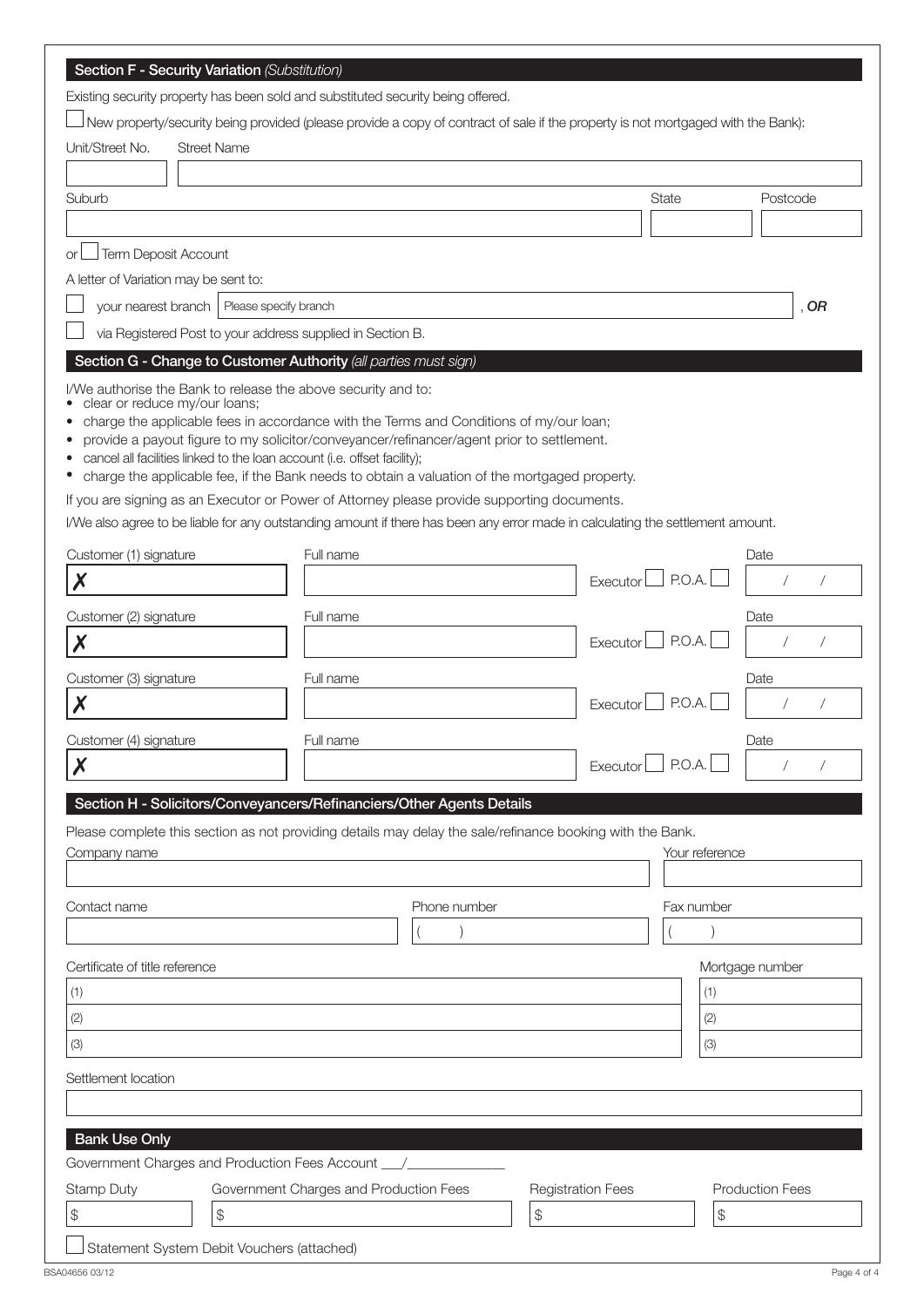## Section F - Security Variation *(Substitution)*

Existing security property has been sold and substituted security being offered.

☐ New property/security being provided (please provide a copy of contract of sale if the property is not mortgaged with the Bank):

| Unit/Street No. | Street Name |
|---|---|
| | |

| Suburb | State | Postcode |
|---|---|---|
| | | |

or ☐ Term Deposit Account

A letter of Variation may be sent to:

☐ your nearest branch | Please specify branch | , *OR*

☐ via Registered Post to your address supplied in Section B.

## Section G - Change to Customer Authority *(all parties must sign)*

I/We authorise the Bank to release the above security and to:

- clear or reduce my/our loans;
- charge the applicable fees in accordance with the Terms and Conditions of my/our loan;
- provide a payout figure to my solicitor/conveyancer/refinancer/agent prior to settlement.
- cancel all facilities linked to the loan account (i.e. offset facility);
- charge the applicable fee, if the Bank needs to obtain a valuation of the mortgaged property.

If you are signing as an Executor or Power of Attorney please provide supporting documents.

I/We also agree to be liable for any outstanding amount if there has been any error made in calculating the settlement amount.

| Signature | Full name | | Date |
|---|---|---|---|
| Customer (1) signature ✗ | | Executor ☐ P.O.A. ☐ | / / |
| Customer (2) signature ✗ | | Executor ☐ P.O.A. ☐ | / / |
| Customer (3) signature ✗ | | Executor ☐ P.O.A. ☐ | / / |
| Customer (4) signature ✗ | | Executor ☐ P.O.A. ☐ | / / |

## Section H - Solicitors/Conveyancers/Refinanciers/Other Agents Details

Please complete this section as not providing details may delay the sale/refinance booking with the Bank.

| Company name | Your reference |
|---|---|
| | |

| Contact name | Phone number | Fax number |
|---|---|---|
| | ( ) | ( ) |

| Certificate of title reference | Mortgage number |
|---|---|
| (1) | (1) |
| (2) | (2) |
| (3) | (3) |

Settlement location

## Bank Use Only

Government Charges and Production Fees Account \_\_\_/\_\_\_\_\_\_\_\_\_\_\_\_

| Stamp Duty | Government Charges and Production Fees | Registration Fees | Production Fees |
|---|---|---|---|
| $ | $ | $ | $ |

☐ Statement System Debit Vouchers (attached)

BSA04656 03/12